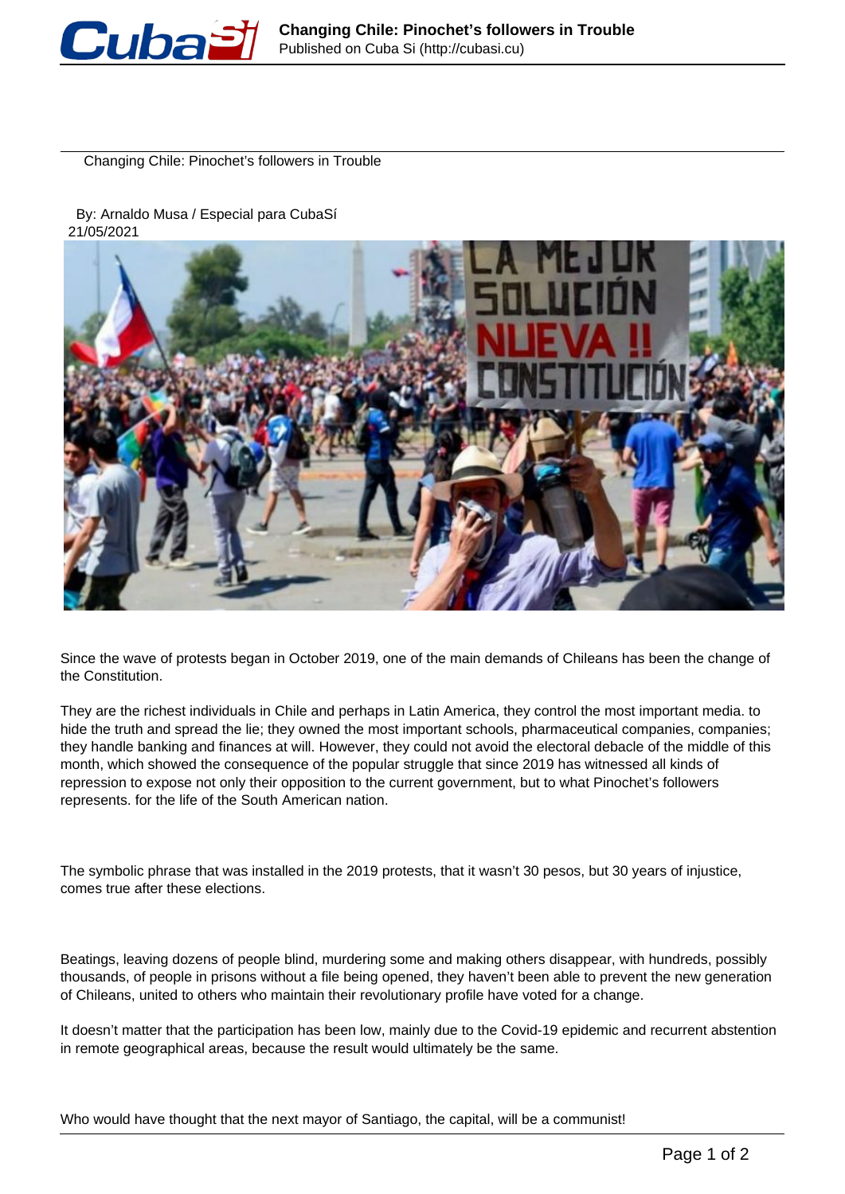# Changing Chile: Pinochet's followers in Trouble

By: Arnaldo Musa / Especial para CubaSí
21/05/2021

Since the wave of protests began in October 2019, one of the main demands of Chileans has been the change of the Constitution.

They are the richest individuals in Chile and perhaps in Latin America, they control the most important media. to hide the truth and spread the lie; they owned the most important schools, pharmaceutical companies, companies; they handle banking and finances at will. However, they could not avoid the electoral debacle of the middle of this month, which showed the consequence of the popular struggle that since 2019 has witnessed all kinds of repression to expose not only their opposition to the current government, but to what Pinochet's followers represents. for the life of the South American nation.

The symbolic phrase that was installed in the 2019 protests, that it wasn't 30 pesos, but 30 years of injustice, comes true after these elections.

Beatings, leaving dozens of people blind, murdering some and making others disappear, with hundreds, possibly thousands, of people in prisons without a file being opened, they haven't been able to prevent the new generation of Chileans, united to others who maintain their revolutionary profile have voted for a change.

It doesn't matter that the participation has been low, mainly due to the Covid-19 epidemic and recurrent abstention in remote geographical areas, because the result would ultimately be the same.

Who would have thought that the next mayor of Santiago, the capital, will be a communist!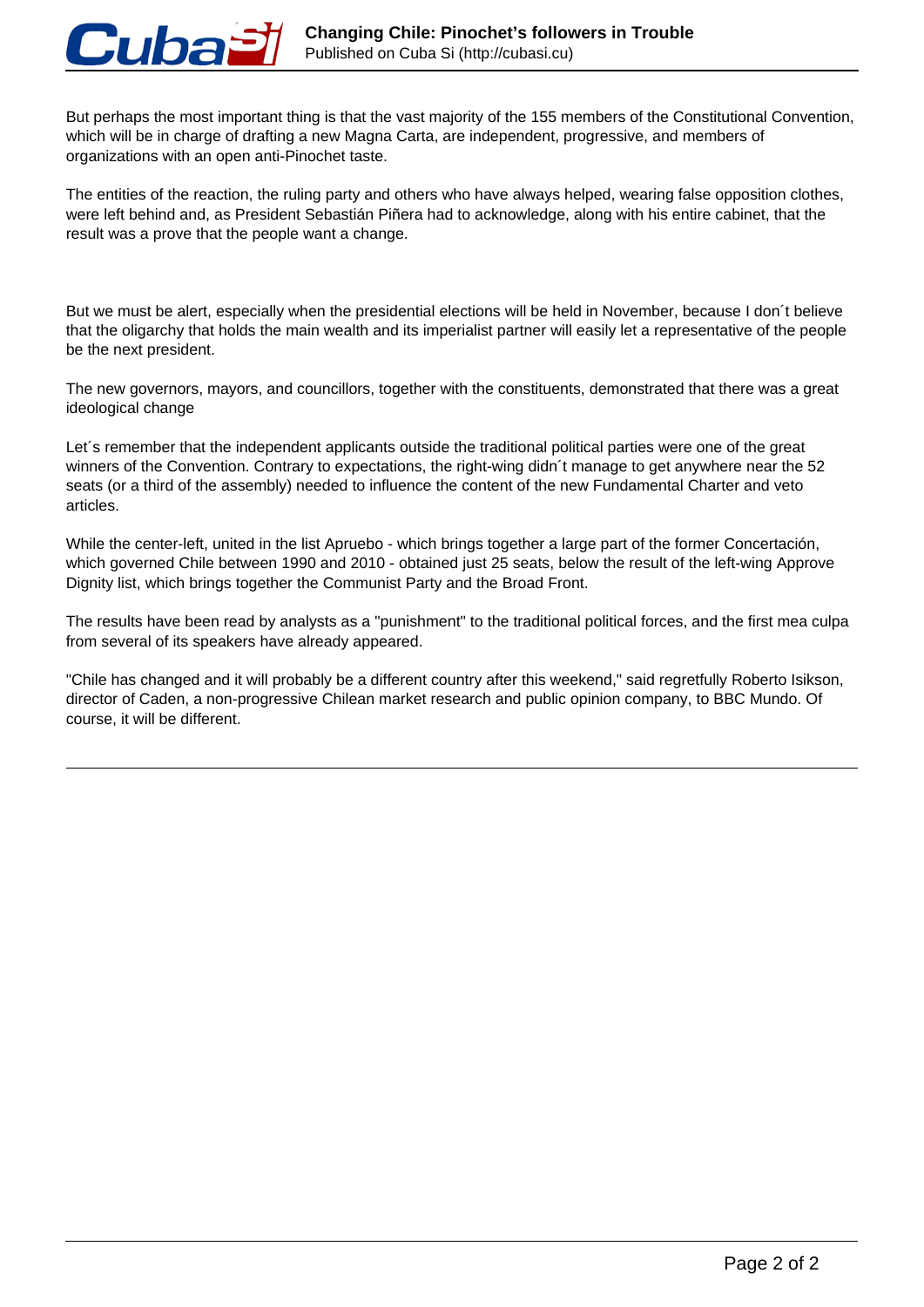But perhaps the most important thing is that the vast majority of the 155 members of the Constitutional Convention, which will be in charge of drafting a new Magna Carta, are independent, progressive, and members of organizations with an open anti-Pinochet taste.

The entities of the reaction, the ruling party and others who have always helped, wearing false opposition clothes, were left behind and, as President Sebastián Piñera had to acknowledge, along with his entire cabinet, that the result was a prove that the people want a change.

But we must be alert, especially when the presidential elections will be held in November, because I don´t believe that the oligarchy that holds the main wealth and its imperialist partner will easily let a representative of the people be the next president.

The new governors, mayors, and councillors, together with the constituents, demonstrated that there was a great ideological change

Let´s remember that the independent applicants outside the traditional political parties were one of the great winners of the Convention. Contrary to expectations, the right-wing didn´t manage to get anywhere near the 52 seats (or a third of the assembly) needed to influence the content of the new Fundamental Charter and veto articles.

While the center-left, united in the list Apruebo - which brings together a large part of the former Concertación, which governed Chile between 1990 and 2010 - obtained just 25 seats, below the result of the left-wing Approve Dignity list, which brings together the Communist Party and the Broad Front.

The results have been read by analysts as a "punishment" to the traditional political forces, and the first mea culpa from several of its speakers have already appeared.

"Chile has changed and it will probably be a different country after this weekend," said regretfully Roberto Isikson, director of Caden, a non-progressive Chilean market research and public opinion company, to BBC Mundo. Of course, it will be different.